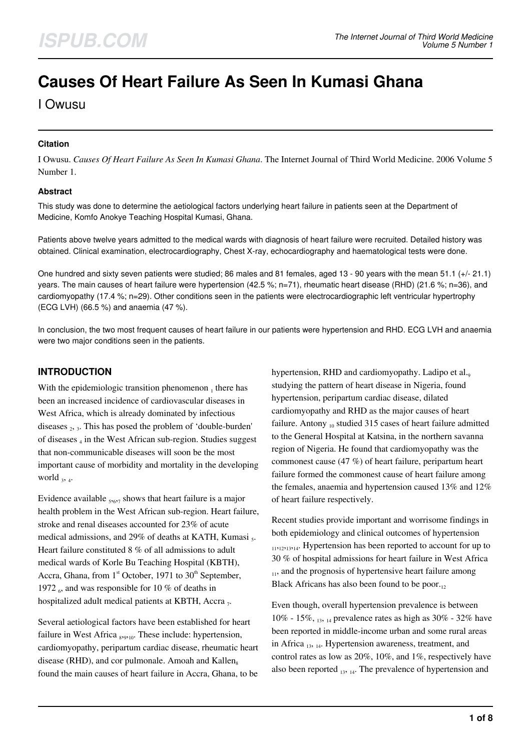# Causes Of Heart Failure As Seen In Kumasi Ghana

I Owusu

### Citation

I Owusu. *Causes Of Heart Failure As Seen In Kumasi Ghana*. The Internet Journal of Third World Medicine. 2006 Volume 5 Number 1.

### Abstract

This study was done to determine the aetiological factors underlying heart failure in patients seen at the Department of Medicine, Komfo Anokye Teaching Hospital Kumasi, Ghana.

Patients above twelve years admitted to the medical wards with diagnosis of heart failure were recruited. Detailed history was obtained. Clinical examination, electrocardiography, Chest X-ray, echocardiography and haematological tests were done.

One hundred and sixty seven patients were studied; 86 males and 81 females, aged 13 - 90 years with the mean 51.1 (+/- 21.1) years. The main causes of heart failure were hypertension (42.5 %; n=71), rheumatic heart disease (RHD) (21.6 %; n=36), and cardiomyopathy (17.4 %; n=29). Other conditions seen in the patients were electrocardiographic left ventricular hypertrophy (ECG LVH) (66.5 %) and anaemia (47 %).

In conclusion, the two most frequent causes of heart failure in our patients were hypertension and RHD. ECG LVH and anaemia were two major conditions seen in the patients.

## INTRODUCTION

With the epidemiologic transition phenomenon [1] there has been an increased incidence of cardiovascular diseases in West Africa, which is already dominated by infectious diseases [2], [3]. This has posed the problem of 'double-burden' of diseases [4] in the West African sub-region. Studies suggest that non-communicable diseases will soon be the most important cause of morbidity and mortality in the developing world [3], [4].

Evidence available [5,6,7] shows that heart failure is a major health problem in the West African sub-region. Heart failure, stroke and renal diseases accounted for 23% of acute medical admissions, and 29% of deaths at KATH, Kumasi [5]. Heart failure constituted 8 % of all admissions to adult medical wards of Korle Bu Teaching Hospital (KBTH), Accra, Ghana, from 1st October, 1971 to 30th September, 1972 [6], and was responsible for 10 % of deaths in hospitalized adult medical patients at KBTH, Accra [7].

Several aetiological factors have been established for heart failure in West Africa [8,9,10]. These include: hypertension, cardiomyopathy, peripartum cardiac disease, rheumatic heart disease (RHD), and cor pulmonale. Amoah and Kallen[8] found the main causes of heart failure in Accra, Ghana, to be hypertension, RHD and cardiomyopathy. Ladipo et al.[9] studying the pattern of heart disease in Nigeria, found hypertension, peripartum cardiac disease, dilated cardiomyopathy and RHD as the major causes of heart failure. Antony [10] studied 315 cases of heart failure admitted to the General Hospital at Katsina, in the northern savanna region of Nigeria. He found that cardiomyopathy was the commonest cause (47 %) of heart failure, peripartum heart failure formed the commonest cause of heart failure among the females, anaemia and hypertension caused 13% and 12% of heart failure respectively.

Recent studies provide important and worrisome findings in both epidemiology and clinical outcomes of hypertension [11,12,13,14]. Hypertension has been reported to account for up to 30 % of hospital admissions for heart failure in West Africa [11], and the prognosis of hypertensive heart failure among Black Africans has also been found to be poor.[12]

Even though, overall hypertension prevalence is between 10% - 15%, [13], [14] prevalence rates as high as 30% - 32% have been reported in middle-income urban and some rural areas in Africa [13], [14]. Hypertension awareness, treatment, and control rates as low as 20%, 10%, and 1%, respectively have also been reported [13], [14]. The prevalence of hypertension and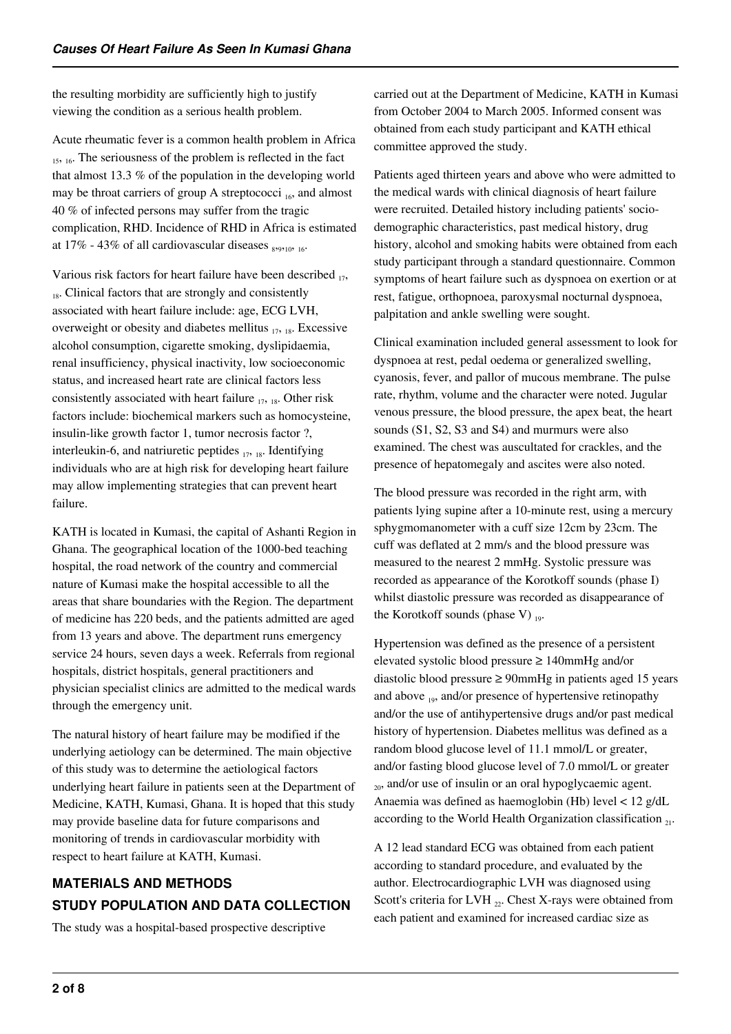the resulting morbidity are sufficiently high to justify viewing the condition as a serious health problem.

Acute rheumatic fever is a common health problem in Africa [15, 16]. The seriousness of the problem is reflected in the fact that almost 13.3 % of the population in the developing world may be throat carriers of group A streptococci [16], and almost 40 % of infected persons may suffer from the tragic complication, RHD. Incidence of RHD in Africa is estimated at 17% - 43% of all cardiovascular diseases [8,9,10, 16].

Various risk factors for heart failure have been described [17, 18]. Clinical factors that are strongly and consistently associated with heart failure include: age, ECG LVH, overweight or obesity and diabetes mellitus [17, 18]. Excessive alcohol consumption, cigarette smoking, dyslipidaemia, renal insufficiency, physical inactivity, low socioeconomic status, and increased heart rate are clinical factors less consistently associated with heart failure [17, 18]. Other risk factors include: biochemical markers such as homocysteine, insulin-like growth factor 1, tumor necrosis factor ?, interleukin-6, and natriuretic peptides [17, 18]. Identifying individuals who are at high risk for developing heart failure may allow implementing strategies that can prevent heart failure.

KATH is located in Kumasi, the capital of Ashanti Region in Ghana. The geographical location of the 1000-bed teaching hospital, the road network of the country and commercial nature of Kumasi make the hospital accessible to all the areas that share boundaries with the Region. The department of medicine has 220 beds, and the patients admitted are aged from 13 years and above. The department runs emergency service 24 hours, seven days a week. Referrals from regional hospitals, district hospitals, general practitioners and physician specialist clinics are admitted to the medical wards through the emergency unit.

The natural history of heart failure may be modified if the underlying aetiology can be determined. The main objective of this study was to determine the aetiological factors underlying heart failure in patients seen at the Department of Medicine, KATH, Kumasi, Ghana. It is hoped that this study may provide baseline data for future comparisons and monitoring of trends in cardiovascular morbidity with respect to heart failure at KATH, Kumasi.

## MATERIALS AND METHODS

## STUDY POPULATION AND DATA COLLECTION

The study was a hospital-based prospective descriptive carried out at the Department of Medicine, KATH in Kumasi from October 2004 to March 2005. Informed consent was obtained from each study participant and KATH ethical committee approved the study.

Patients aged thirteen years and above who were admitted to the medical wards with clinical diagnosis of heart failure were recruited. Detailed history including patients' socio-demographic characteristics, past medical history, drug history, alcohol and smoking habits were obtained from each study participant through a standard questionnaire. Common symptoms of heart failure such as dyspnoea on exertion or at rest, fatigue, orthopnoea, paroxysmal nocturnal dyspnoea, palpitation and ankle swelling were sought.

Clinical examination included general assessment to look for dyspnoea at rest, pedal oedema or generalized swelling, cyanosis, fever, and pallor of mucous membrane. The pulse rate, rhythm, volume and the character were noted. Jugular venous pressure, the blood pressure, the apex beat, the heart sounds (S1, S2, S3 and S4) and murmurs were also examined. The chest was auscultated for crackles, and the presence of hepatomegaly and ascites were also noted.

The blood pressure was recorded in the right arm, with patients lying supine after a 10-minute rest, using a mercury sphygmomanometer with a cuff size 12cm by 23cm. The cuff was deflated at 2 mm/s and the blood pressure was measured to the nearest 2 mmHg. Systolic pressure was recorded as appearance of the Korotkoff sounds (phase I) whilst diastolic pressure was recorded as disappearance of the Korotkoff sounds (phase V) [19].

Hypertension was defined as the presence of a persistent elevated systolic blood pressure ≥ 140mmHg and/or diastolic blood pressure ≥ 90mmHg in patients aged 15 years and above [19], and/or presence of hypertensive retinopathy and/or the use of antihypertensive drugs and/or past medical history of hypertension. Diabetes mellitus was defined as a random blood glucose level of 11.1 mmol/L or greater, and/or fasting blood glucose level of 7.0 mmol/L or greater [20], and/or use of insulin or an oral hypoglycaemic agent. Anaemia was defined as haemoglobin (Hb) level < 12 g/dL according to the World Health Organization classification [21].

A 12 lead standard ECG was obtained from each patient according to standard procedure, and evaluated by the author. Electrocardiographic LVH was diagnosed using Scott's criteria for LVH [22]. Chest X-rays were obtained from each patient and examined for increased cardiac size as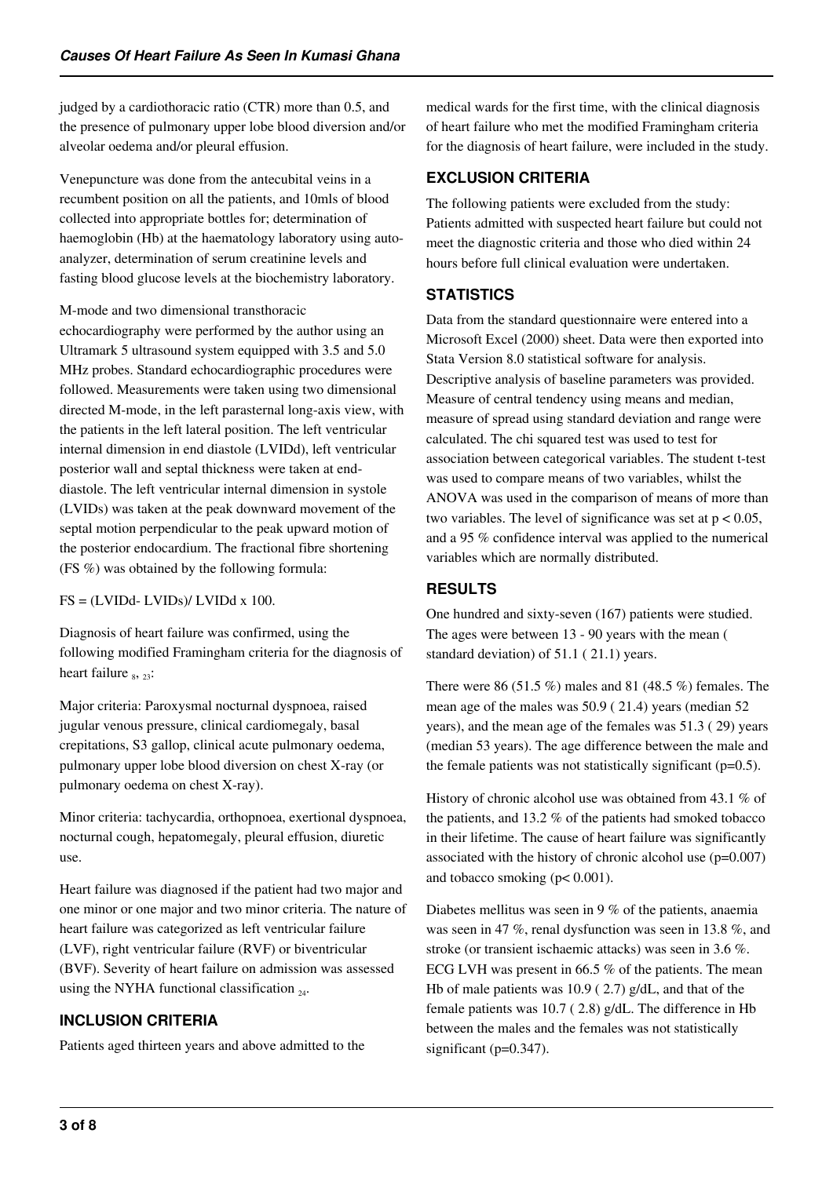judged by a cardiothoracic ratio (CTR) more than 0.5, and the presence of pulmonary upper lobe blood diversion and/or alveolar oedema and/or pleural effusion.

Venepuncture was done from the antecubital veins in a recumbent position on all the patients, and 10mls of blood collected into appropriate bottles for; determination of haemoglobin (Hb) at the haematology laboratory using auto-analyzer, determination of serum creatinine levels and fasting blood glucose levels at the biochemistry laboratory.

M-mode and two dimensional transthoracic echocardiography were performed by the author using an Ultramark 5 ultrasound system equipped with 3.5 and 5.0 MHz probes. Standard echocardiographic procedures were followed. Measurements were taken using two dimensional directed M-mode, in the left parasternal long-axis view, with the patients in the left lateral position. The left ventricular internal dimension in end diastole (LVIDd), left ventricular posterior wall and septal thickness were taken at end-diastole. The left ventricular internal dimension in systole (LVIDs) was taken at the peak downward movement of the septal motion perpendicular to the peak upward motion of the posterior endocardium. The fractional fibre shortening (FS %) was obtained by the following formula:

FS = (LVIDd- LVIDs)/ LVIDd x 100.

Diagnosis of heart failure was confirmed, using the following modified Framingham criteria for the diagnosis of heart failure [8, 23]:

Major criteria: Paroxysmal nocturnal dyspnoea, raised jugular venous pressure, clinical cardiomegaly, basal crepitations, S3 gallop, clinical acute pulmonary oedema, pulmonary upper lobe blood diversion on chest X-ray (or pulmonary oedema on chest X-ray).

Minor criteria: tachycardia, orthopnoea, exertional dyspnoea, nocturnal cough, hepatomegaly, pleural effusion, diuretic use.

Heart failure was diagnosed if the patient had two major and one minor or one major and two minor criteria. The nature of heart failure was categorized as left ventricular failure (LVF), right ventricular failure (RVF) or biventricular (BVF). Severity of heart failure on admission was assessed using the NYHA functional classification [24].

## INCLUSION CRITERIA

Patients aged thirteen years and above admitted to the medical wards for the first time, with the clinical diagnosis of heart failure who met the modified Framingham criteria for the diagnosis of heart failure, were included in the study.

## EXCLUSION CRITERIA

The following patients were excluded from the study: Patients admitted with suspected heart failure but could not meet the diagnostic criteria and those who died within 24 hours before full clinical evaluation were undertaken.

## STATISTICS

Data from the standard questionnaire were entered into a Microsoft Excel (2000) sheet. Data were then exported into Stata Version 8.0 statistical software for analysis. Descriptive analysis of baseline parameters was provided. Measure of central tendency using means and median, measure of spread using standard deviation and range were calculated. The chi squared test was used to test for association between categorical variables. The student t-test was used to compare means of two variables, whilst the ANOVA was used in the comparison of means of more than two variables. The level of significance was set at $p < 0.05$, and a 95 % confidence interval was applied to the numerical variables which are normally distributed.

## RESULTS

One hundred and sixty-seven (167) patients were studied. The ages were between 13 - 90 years with the mean ( standard deviation) of 51.1 ( 21.1) years.

There were 86 (51.5 %) males and 81 (48.5 %) females. The mean age of the males was 50.9 ( 21.4) years (median 52 years), and the mean age of the females was 51.3 ( 29) years (median 53 years). The age difference between the male and the female patients was not statistically significant (p=0.5).

History of chronic alcohol use was obtained from 43.1 % of the patients, and 13.2 % of the patients had smoked tobacco in their lifetime. The cause of heart failure was significantly associated with the history of chronic alcohol use (p=0.007) and tobacco smoking ($p< 0.001$).

Diabetes mellitus was seen in 9 % of the patients, anaemia was seen in 47 %, renal dysfunction was seen in 13.8 %, and stroke (or transient ischaemic attacks) was seen in 3.6 %. ECG LVH was present in 66.5 % of the patients. The mean Hb of male patients was 10.9 ( 2.7) g/dL, and that of the female patients was 10.7 ( 2.8) g/dL. The difference in Hb between the males and the females was not statistically significant (p=0.347).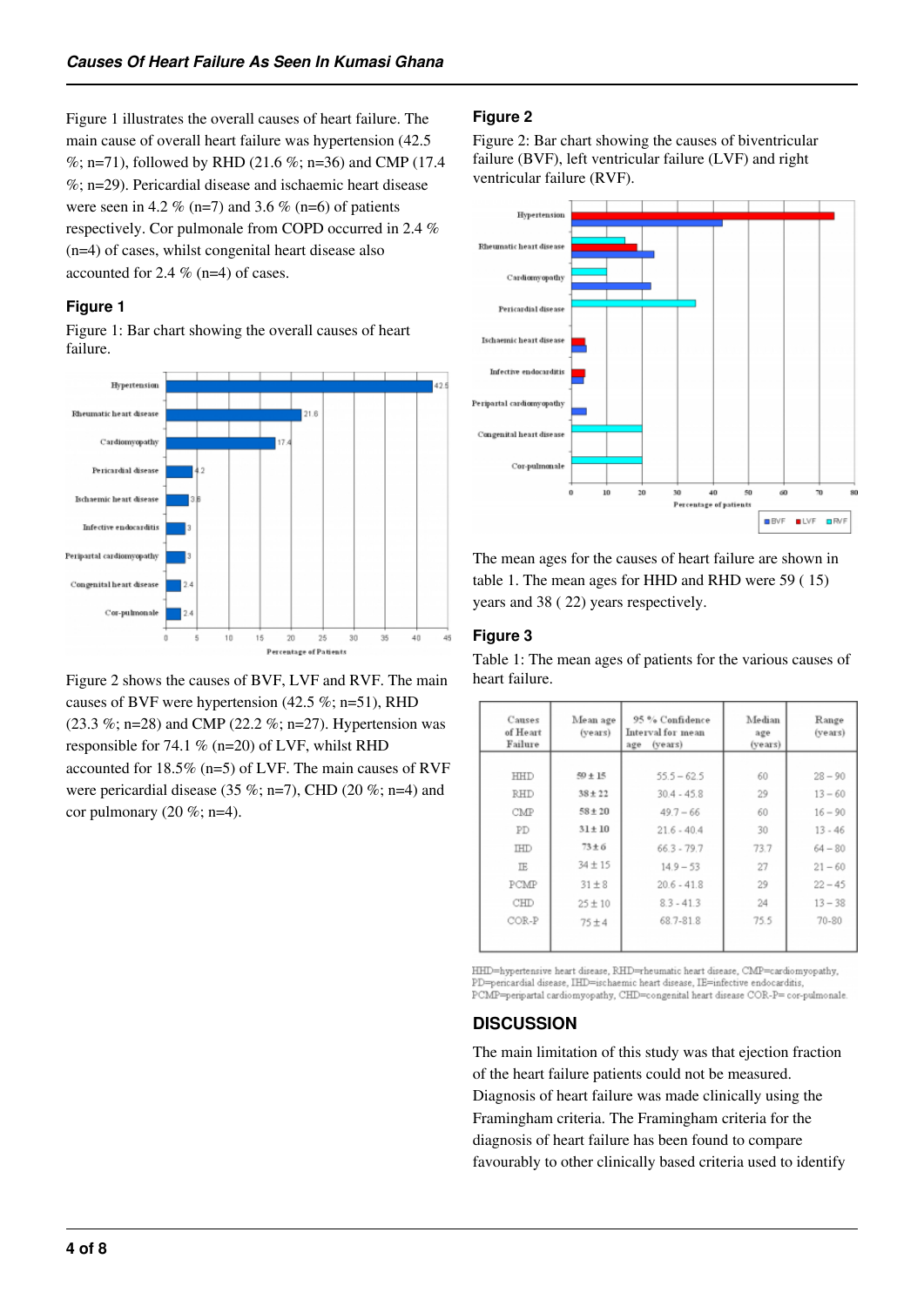Figure 1 illustrates the overall causes of heart failure. The main cause of overall heart failure was hypertension (42.5 %; n=71), followed by RHD (21.6 %; n=36) and CMP (17.4 %; n=29). Pericardial disease and ischaemic heart disease were seen in 4.2 % (n=7) and 3.6 % (n=6) of patients respectively. Cor pulmonale from COPD occurred in 2.4 % (n=4) of cases, whilst congenital heart disease also accounted for 2.4 % (n=4) of cases.

### Figure 1

Figure 1: Bar chart showing the overall causes of heart failure.

Figure 2 shows the causes of BVF, LVF and RVF. The main causes of BVF were hypertension (42.5 %; n=51), RHD (23.3 %; n=28) and CMP (22.2 %; n=27). Hypertension was responsible for 74.1 % (n=20) of LVF, whilst RHD accounted for 18.5% (n=5) of LVF. The main causes of RVF were pericardial disease (35 %; n=7), CHD (20 %; n=4) and cor pulmonary (20 %; n=4).

### Figure 2

Figure 2: Bar chart showing the causes of biventricular failure (BVF), left ventricular failure (LVF) and right ventricular failure (RVF).

The mean ages for the causes of heart failure are shown in table 1. The mean ages for HHD and RHD were 59 ( 15) years and 38 ( 22) years respectively.

### Figure 3

Table 1: The mean ages of patients for the various causes of heart failure.

| Causes of Heart Failure | Mean age (years) | 95 % Confidence Interval for mean age (years) | Median age (years) | Range (years) |
|---|---|---|---|---|
| HHD | 59 ± 15 | 55.5 – 62.5 | 60 | 28 – 90 |
| RHD | 38 ± 22 | 30.4 - 45.8 | 29 | 13 – 60 |
| CMP | 58 ± 20 | 49.7 – 66 | 60 | 16 – 90 |
| PD | 31 ± 10 | 21.6 - 40.4 | 30 | 13 - 46 |
| IHD | 73 ± 6 | 66.3 - 79.7 | 73.7 | 64 – 80 |
| IE | 34 ± 15 | 14.9 – 53 | 27 | 21 – 60 |
| PCMP | 31 ± 8 | 20.6 - 41.8 | 29 | 22 – 45 |
| CHD | 25 ± 10 | 8.3 - 41.3 | 24 | 13 – 38 |
| COR-P | 75 ± 4 | 68.7-81.8 | 75.5 | 70-80 |

HHD=hypertensive heart disease, RHD=rheumatic heart disease, CMP=cardiomyopathy, PD=pericardial disease, IHD=ischaemic heart disease, IE=infective endocarditis, PCMP=peripartal cardiomyopathy, CHD=congenital heart disease COR-P= cor-pulmonale.

## DISCUSSION

The main limitation of this study was that ejection fraction of the heart failure patients could not be measured. Diagnosis of heart failure was made clinically using the Framingham criteria. The Framingham criteria for the diagnosis of heart failure has been found to compare favourably to other clinically based criteria used to identify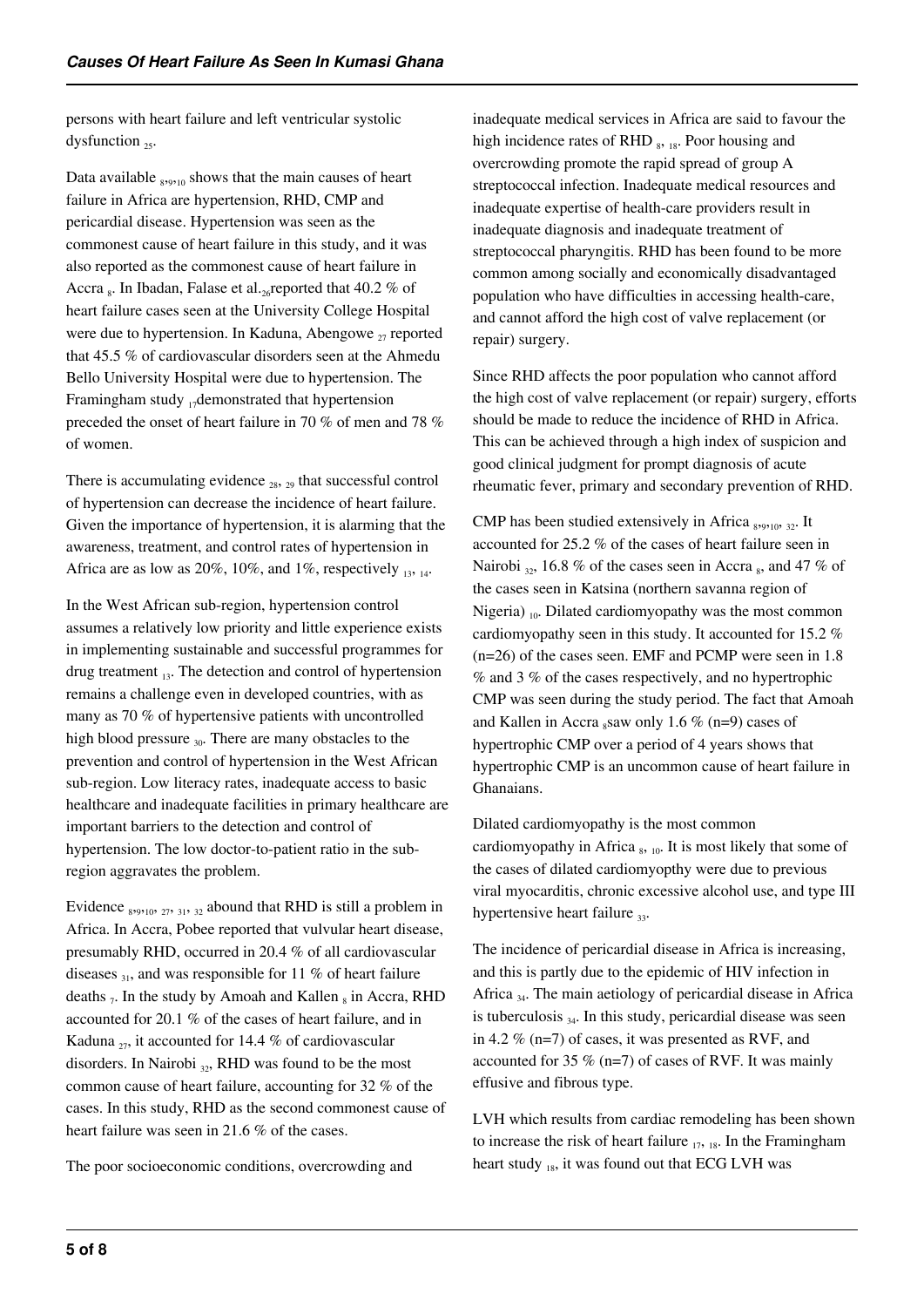persons with heart failure and left ventricular systolic dysfunction [25].

Data available [8,9,10] shows that the main causes of heart failure in Africa are hypertension, RHD, CMP and pericardial disease. Hypertension was seen as the commonest cause of heart failure in this study, and it was also reported as the commonest cause of heart failure in Accra [8]. In Ibadan, Falase et al.[26]reported that 40.2 % of heart failure cases seen at the University College Hospital were due to hypertension. In Kaduna, Abengowe [27] reported that 45.5 % of cardiovascular disorders seen at the Ahmedu Bello University Hospital were due to hypertension. The Framingham study [17]demonstrated that hypertension preceded the onset of heart failure in 70 % of men and 78 % of women.

There is accumulating evidence [28, 29] that successful control of hypertension can decrease the incidence of heart failure. Given the importance of hypertension, it is alarming that the awareness, treatment, and control rates of hypertension in Africa are as low as 20%, 10%, and 1%, respectively [13, 14].

In the West African sub-region, hypertension control assumes a relatively low priority and little experience exists in implementing sustainable and successful programmes for drug treatment [13]. The detection and control of hypertension remains a challenge even in developed countries, with as many as 70 % of hypertensive patients with uncontrolled high blood pressure [30]. There are many obstacles to the prevention and control of hypertension in the West African sub-region. Low literacy rates, inadequate access to basic healthcare and inadequate facilities in primary healthcare are important barriers to the detection and control of hypertension. The low doctor-to-patient ratio in the sub-region aggravates the problem.

Evidence [8,9,10, 27, 31, 32] abound that RHD is still a problem in Africa. In Accra, Pobee reported that vulvular heart disease, presumably RHD, occurred in 20.4 % of all cardiovascular diseases [31], and was responsible for 11 % of heart failure deaths [7]. In the study by Amoah and Kallen [8] in Accra, RHD accounted for 20.1 % of the cases of heart failure, and in Kaduna [27], it accounted for 14.4 % of cardiovascular disorders. In Nairobi [32], RHD was found to be the most common cause of heart failure, accounting for 32 % of the cases. In this study, RHD as the second commonest cause of heart failure was seen in 21.6 % of the cases.

The poor socioeconomic conditions, overcrowding and inadequate medical services in Africa are said to favour the high incidence rates of RHD [8, 18]. Poor housing and overcrowding promote the rapid spread of group A streptococcal infection. Inadequate medical resources and inadequate expertise of health-care providers result in inadequate diagnosis and inadequate treatment of streptococcal pharyngitis. RHD has been found to be more common among socially and economically disadvantaged population who have difficulties in accessing health-care, and cannot afford the high cost of valve replacement (or repair) surgery.

Since RHD affects the poor population who cannot afford the high cost of valve replacement (or repair) surgery, efforts should be made to reduce the incidence of RHD in Africa. This can be achieved through a high index of suspicion and good clinical judgment for prompt diagnosis of acute rheumatic fever, primary and secondary prevention of RHD.

CMP has been studied extensively in Africa [8,9,10, 32]. It accounted for 25.2 % of the cases of heart failure seen in Nairobi [32], 16.8 % of the cases seen in Accra [8], and 47 % of the cases seen in Katsina (northern savanna region of Nigeria) [10]. Dilated cardiomyopathy was the most common cardiomyopathy seen in this study. It accounted for 15.2 % (n=26) of the cases seen. EMF and PCMP were seen in 1.8 % and 3 % of the cases respectively, and no hypertrophic CMP was seen during the study period. The fact that Amoah and Kallen in Accra [8]saw only 1.6 % (n=9) cases of hypertrophic CMP over a period of 4 years shows that hypertrophic CMP is an uncommon cause of heart failure in Ghanaians.

Dilated cardiomyopathy is the most common cardiomyopathy in Africa [8, 10]. It is most likely that some of the cases of dilated cardiomyopthy were due to previous viral myocarditis, chronic excessive alcohol use, and type III hypertensive heart failure [33].

The incidence of pericardial disease in Africa is increasing, and this is partly due to the epidemic of HIV infection in Africa [34]. The main aetiology of pericardial disease in Africa is tuberculosis [34]. In this study, pericardial disease was seen in 4.2 % (n=7) of cases, it was presented as RVF, and accounted for 35 % (n=7) of cases of RVF. It was mainly effusive and fibrous type.

LVH which results from cardiac remodeling has been shown to increase the risk of heart failure [17, 18]. In the Framingham heart study [18], it was found out that ECG LVH was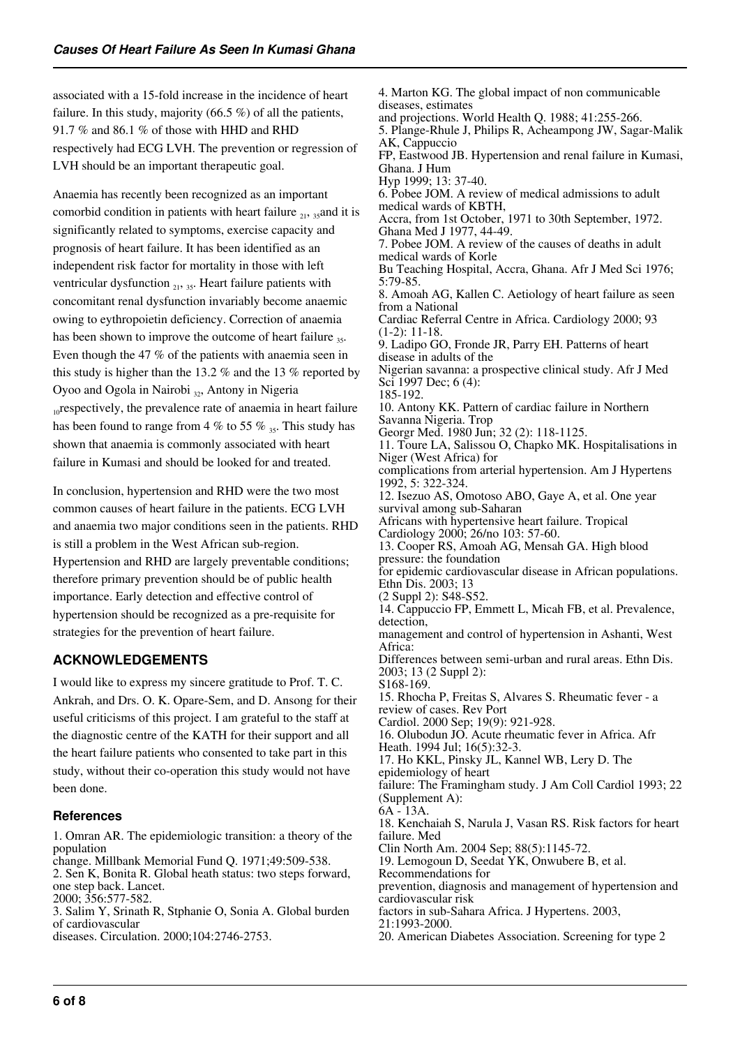associated with a 15-fold increase in the incidence of heart failure. In this study, majority (66.5 %) of all the patients, 91.7 % and 86.1 % of those with HHD and RHD respectively had ECG LVH. The prevention or regression of LVH should be an important therapeutic goal.

Anaemia has recently been recognized as an important comorbid condition in patients with heart failure [21, 35] and it is significantly related to symptoms, exercise capacity and prognosis of heart failure. It has been identified as an independent risk factor for mortality in those with left ventricular dysfunction [21, 35]. Heart failure patients with concomitant renal dysfunction invariably become anaemic owing to eythropoietin deficiency. Correction of anaemia has been shown to improve the outcome of heart failure [35]. Even though the 47 % of the patients with anaemia seen in this study is higher than the 13.2 % and the 13 % reported by Oyoo and Ogola in Nairobi [32], Antony in Nigeria [10] respectively, the prevalence rate of anaemia in heart failure has been found to range from 4 % to 55 % [35]. This study has shown that anaemia is commonly associated with heart failure in Kumasi and should be looked for and treated.

In conclusion, hypertension and RHD were the two most common causes of heart failure in the patients. ECG LVH and anaemia two major conditions seen in the patients. RHD is still a problem in the West African sub-region. Hypertension and RHD are largely preventable conditions; therefore primary prevention should be of public health importance. Early detection and effective control of hypertension should be recognized as a pre-requisite for strategies for the prevention of heart failure.

## ACKNOWLEDGEMENTS

I would like to express my sincere gratitude to Prof. T. C. Ankrah, and Drs. O. K. Opare-Sem, and D. Ansong for their useful criticisms of this project. I am grateful to the staff at the diagnostic centre of the KATH for their support and all the heart failure patients who consented to take part in this study, without their co-operation this study would not have been done.

### References

1. Omran AR. The epidemiologic transition: a theory of the population change. Millbank Memorial Fund Q. 1971;49:509-538.
2. Sen K, Bonita R. Global heath status: two steps forward, one step back. Lancet. 2000; 356:577-582.
3. Salim Y, Srinath R, Stphanie O, Sonia A. Global burden of cardiovascular diseases. Circulation. 2000;104:2746-2753.
4. Marton KG. The global impact of non communicable diseases, estimates and projections. World Health Q. 1988; 41:255-266.
5. Plange-Rhule J, Philips R, Acheampong JW, Sagar-Malik AK, Cappuccio FP, Eastwood JB. Hypertension and renal failure in Kumasi, Ghana. J Hum Hyp 1999; 13: 37-40.
6. Pobee JOM. A review of medical admissions to adult medical wards of KBTH, Accra, from 1st October, 1971 to 30th September, 1972. Ghana Med J 1977, 44-49.
7. Pobee JOM. A review of the causes of deaths in adult medical wards of Korle Bu Teaching Hospital, Accra, Ghana. Afr J Med Sci 1976; 5:79-85.
8. Amoah AG, Kallen C. Aetiology of heart failure as seen from a National Cardiac Referral Centre in Africa. Cardiology 2000; 93 (1-2): 11-18.
9. Ladipo GO, Fronde JR, Parry EH. Patterns of heart disease in adults of the Nigerian savanna: a prospective clinical study. Afr J Med Sci 1997 Dec; 6 (4): 185-192.
10. Antony KK. Pattern of cardiac failure in Northern Savanna Nigeria. Trop Georgr Med. 1980 Jun; 32 (2): 118-1125.
11. Toure LA, Salissou O, Chapko MK. Hospitalisations in Niger (West Africa) for complications from arterial hypertension. Am J Hypertens 1992, 5: 322-324.
12. Isezuo AS, Omotoso ABO, Gaye A, et al. One year survival among sub-Saharan Africans with hypertensive heart failure. Tropical Cardiology 2000; 26/no 103: 57-60.
13. Cooper RS, Amoah AG, Mensah GA. High blood pressure: the foundation for epidemic cardiovascular disease in African populations. Ethn Dis. 2003; 13 (2 Suppl 2): S48-S52.
14. Cappuccio FP, Emmett L, Micah FB, et al. Prevalence, detection, management and control of hypertension in Ashanti, West Africa: Differences between semi-urban and rural areas. Ethn Dis. 2003; 13 (2 Suppl 2): S168-169.
15. Rhocha P, Freitas S, Alvares S. Rheumatic fever - a review of cases. Rev Port Cardiol. 2000 Sep; 19(9): 921-928.
16. Olubodun JO. Acute rheumatic fever in Africa. Afr Heath. 1994 Jul; 16(5):32-3.
17. Ho KKL, Pinsky JL, Kannel WB, Lery D. The epidemiology of heart failure: The Framingham study. J Am Coll Cardiol 1993; 22 (Supplement A): 6A - 13A.
18. Kenchaiah S, Narula J, Vasan RS. Risk factors for heart failure. Med Clin North Am. 2004 Sep; 88(5):1145-72.
19. Lemogoun D, Seedat YK, Onwubere B, et al. Recommendations for prevention, diagnosis and management of hypertension and cardiovascular risk factors in sub-Sahara Africa. J Hypertens. 2003, 21:1993-2000.
20. American Diabetes Association. Screening for type 2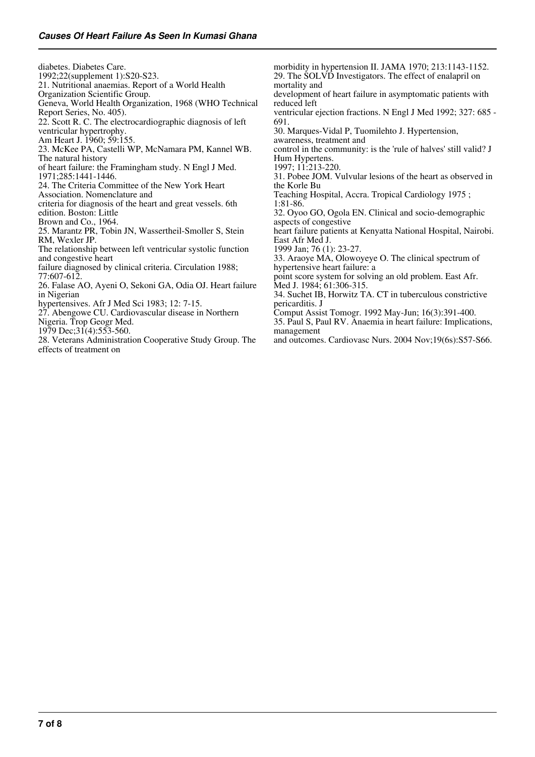diabetes. Diabetes Care. 1992;22(supplement 1):S20-S23.

21. Nutritional anaemias. Report of a World Health Organization Scientific Group. Geneva, World Health Organization, 1968 (WHO Technical Report Series, No. 405).

22. Scott R. C. The electrocardiographic diagnosis of left ventricular hypertrophy. Am Heart J. 1960; 59:155.

23. McKee PA, Castelli WP, McNamara PM, Kannel WB. The natural history of heart failure: the Framingham study. N Engl J Med. 1971;285:1441-1446.

24. The Criteria Committee of the New York Heart Association. Nomenclature and criteria for diagnosis of the heart and great vessels. 6th edition. Boston: Little Brown and Co., 1964.

25. Marantz PR, Tobin JN, Wassertheil-Smoller S, Stein RM, Wexler JP. The relationship between left ventricular systolic function and congestive heart failure diagnosed by clinical criteria. Circulation 1988; 77:607-612.

26. Falase AO, Ayeni O, Sekoni GA, Odia OJ. Heart failure in Nigerian hypertensives. Afr J Med Sci 1983; 12: 7-15.

27. Abengowe CU. Cardiovascular disease in Northern Nigeria. Trop Geogr Med. 1979 Dec;31(4):553-560.

28. Veterans Administration Cooperative Study Group. The effects of treatment on morbidity in hypertension II. JAMA 1970; 213:1143-1152.

29. The SOLVD Investigators. The effect of enalapril on mortality and development of heart failure in asymptomatic patients with reduced left ventricular ejection fractions. N Engl J Med 1992; 327: 685 - 691.

30. Marques-Vidal P, Tuomilehto J. Hypertension, awareness, treatment and control in the community: is the 'rule of halves' still valid? J Hum Hypertens. 1997; 11:213-220.

31. Pobee JOM. Vulvular lesions of the heart as observed in the Korle Bu Teaching Hospital, Accra. Tropical Cardiology 1975 ; 1:81-86.

32. Oyoo GO, Ogola EN. Clinical and socio-demographic aspects of congestive heart failure patients at Kenyatta National Hospital, Nairobi. East Afr Med J. 1999 Jan; 76 (1): 23-27.

33. Araoye MA, Olowoyeye O. The clinical spectrum of hypertensive heart failure: a point score system for solving an old problem. East Afr. Med J. 1984; 61:306-315.

34. Suchet IB, Horwitz TA. CT in tuberculous constrictive pericarditis. J Comput Assist Tomogr. 1992 May-Jun; 16(3):391-400.

35. Paul S, Paul RV. Anaemia in heart failure: Implications, management and outcomes. Cardiovasc Nurs. 2004 Nov;19(6s):S57-S66.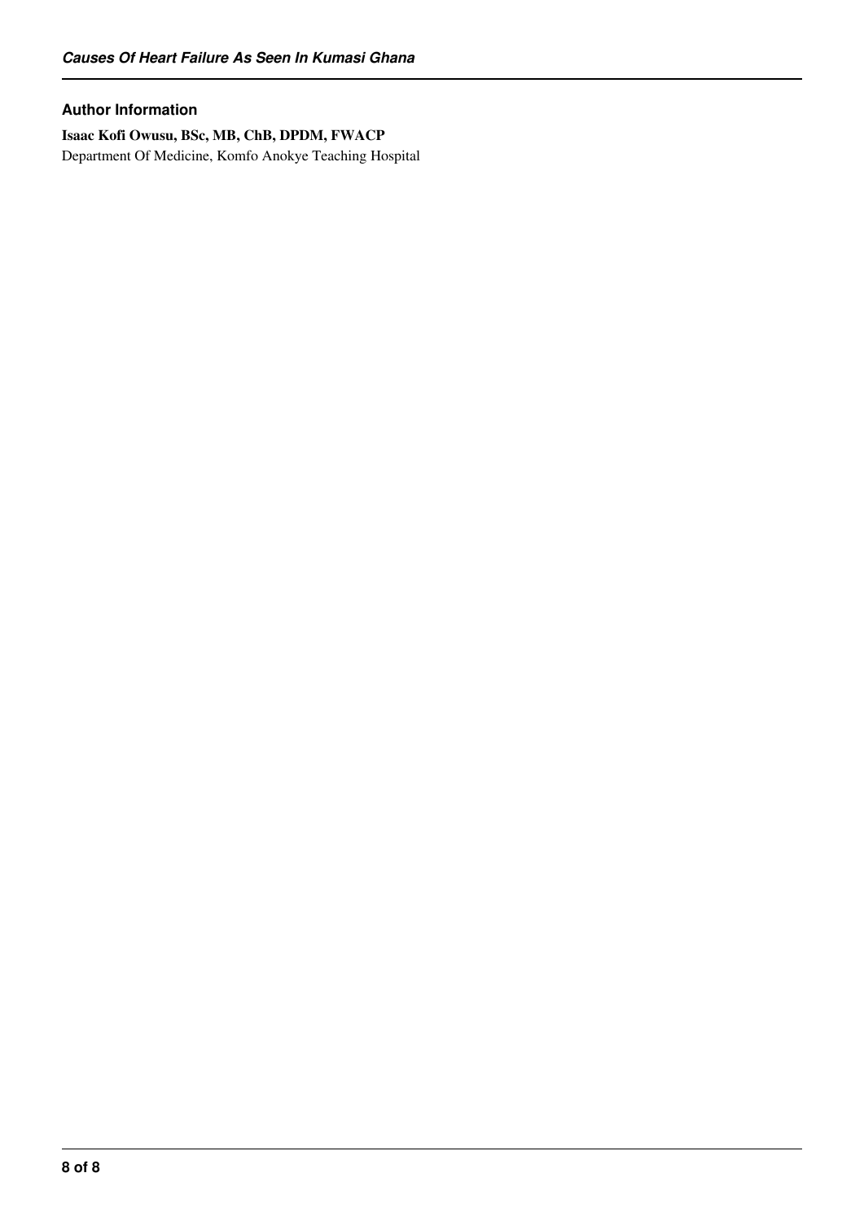### Author Information

**Isaac Kofi Owusu, BSc, MB, ChB, DPDM, FWACP**
Department Of Medicine, Komfo Anokye Teaching Hospital